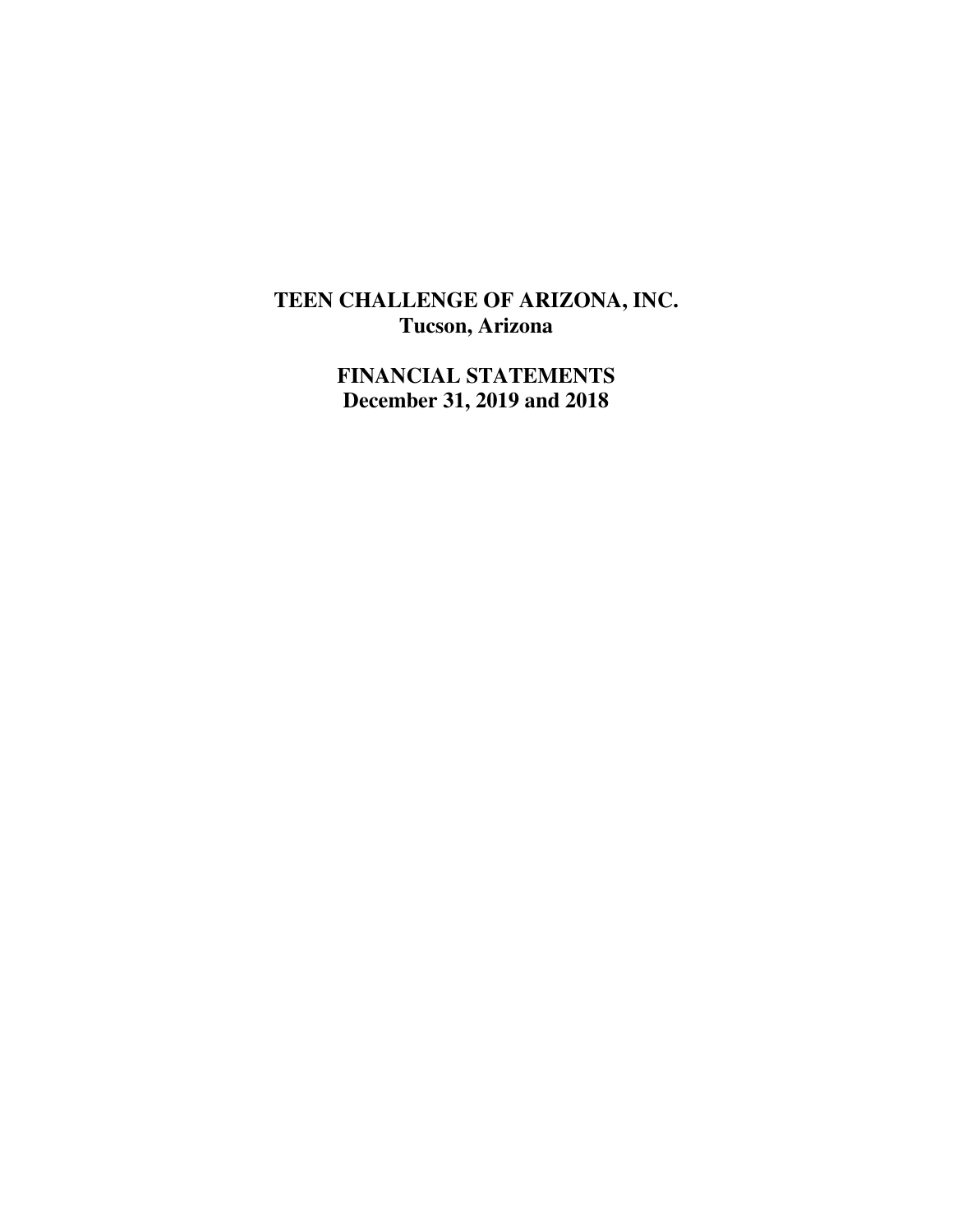# TEEN CHALLENGE OF ARIZONA, INC.
**Tucson, Arizona**

## FINANCIAL STATEMENTS
**December 31, 2019 and 2018**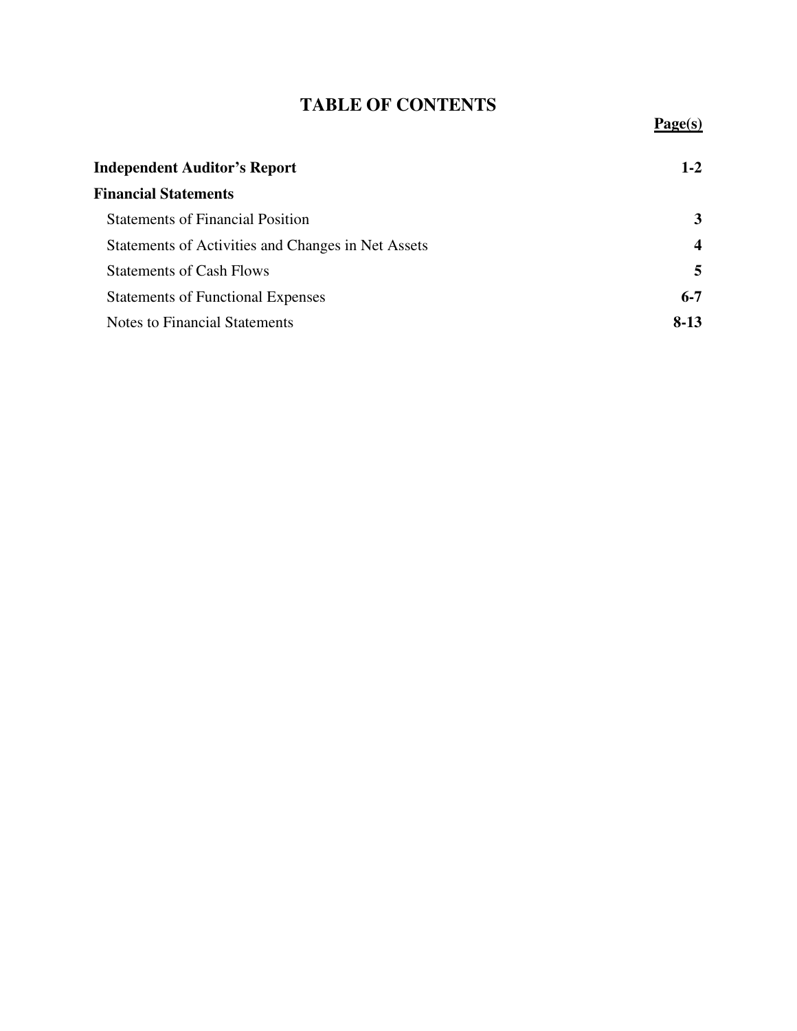# TABLE OF CONTENTS

| | Page(s) |
|---|---|
| **Independent Auditor's Report** | **1-2** |
| **Financial Statements** | |
| Statements of Financial Position | **3** |
| Statements of Activities and Changes in Net Assets | **4** |
| Statements of Cash Flows | **5** |
| Statements of Functional Expenses | **6-7** |
| Notes to Financial Statements | **8-13** |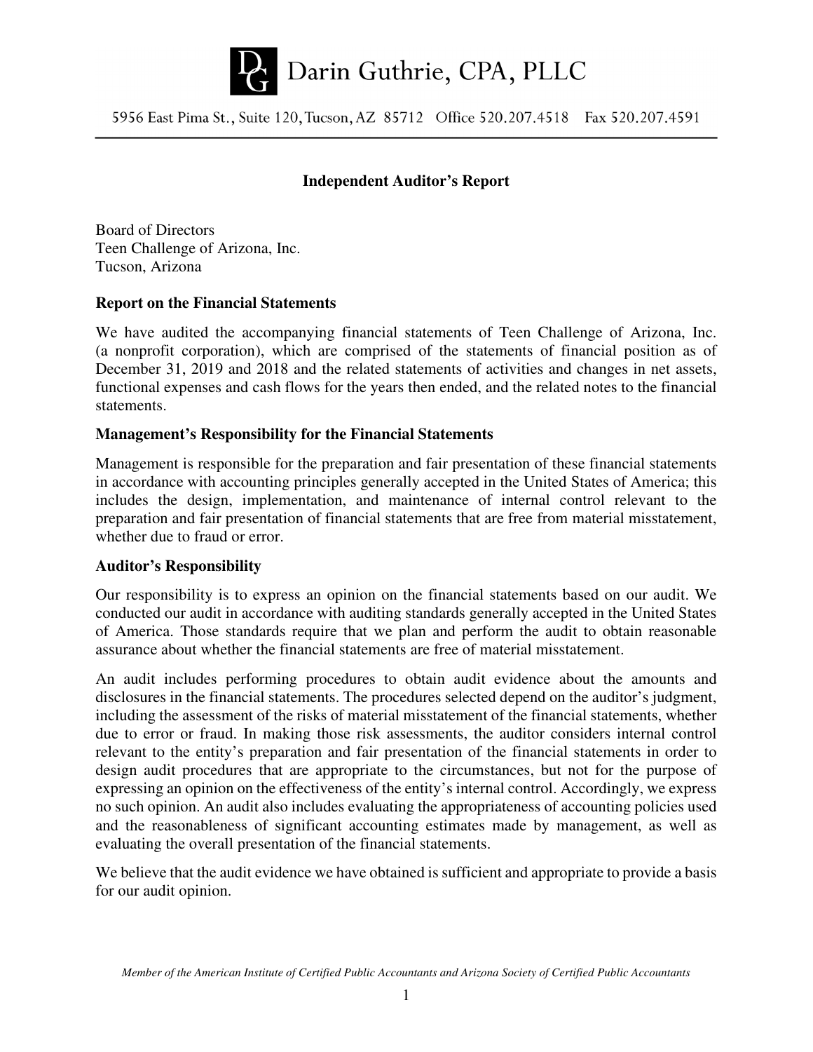# Darin Guthrie, CPA, PLLC

5956 East Pima St., Suite 120, Tucson, AZ 85712 Office 520.207.4518 Fax 520.207.4591

## Independent Auditor's Report

Board of Directors
Teen Challenge of Arizona, Inc.
Tucson, Arizona

### Report on the Financial Statements

We have audited the accompanying financial statements of Teen Challenge of Arizona, Inc. (a nonprofit corporation), which are comprised of the statements of financial position as of December 31, 2019 and 2018 and the related statements of activities and changes in net assets, functional expenses and cash flows for the years then ended, and the related notes to the financial statements.

### Management's Responsibility for the Financial Statements

Management is responsible for the preparation and fair presentation of these financial statements in accordance with accounting principles generally accepted in the United States of America; this includes the design, implementation, and maintenance of internal control relevant to the preparation and fair presentation of financial statements that are free from material misstatement, whether due to fraud or error.

### Auditor's Responsibility

Our responsibility is to express an opinion on the financial statements based on our audit. We conducted our audit in accordance with auditing standards generally accepted in the United States of America. Those standards require that we plan and perform the audit to obtain reasonable assurance about whether the financial statements are free of material misstatement.

An audit includes performing procedures to obtain audit evidence about the amounts and disclosures in the financial statements. The procedures selected depend on the auditor's judgment, including the assessment of the risks of material misstatement of the financial statements, whether due to error or fraud. In making those risk assessments, the auditor considers internal control relevant to the entity's preparation and fair presentation of the financial statements in order to design audit procedures that are appropriate to the circumstances, but not for the purpose of expressing an opinion on the effectiveness of the entity's internal control. Accordingly, we express no such opinion. An audit also includes evaluating the appropriateness of accounting policies used and the reasonableness of significant accounting estimates made by management, as well as evaluating the overall presentation of the financial statements.

We believe that the audit evidence we have obtained is sufficient and appropriate to provide a basis for our audit opinion.

*Member of the American Institute of Certified Public Accountants and Arizona Society of Certified Public Accountants*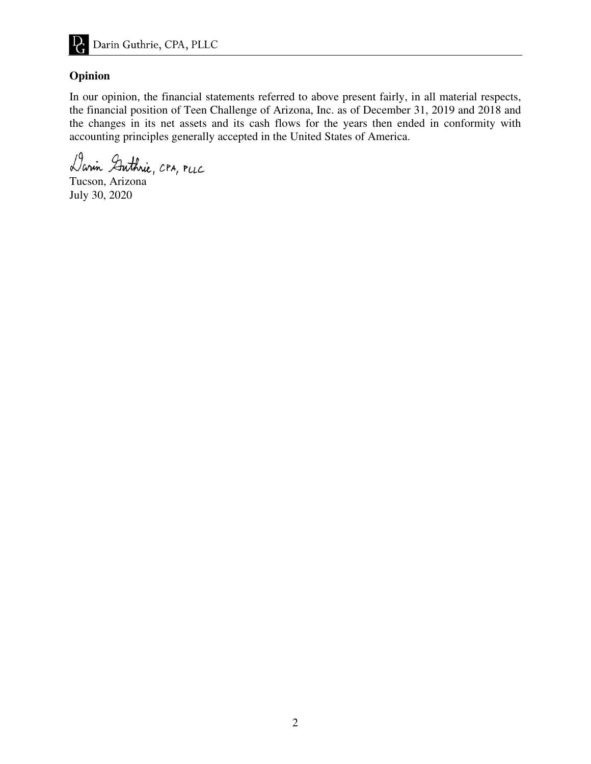**Opinion**

In our opinion, the financial statements referred to above present fairly, in all material respects, the financial position of Teen Challenge of Arizona, Inc. as of December 31, 2019 and 2018 and the changes in its net assets and its cash flows for the years then ended in conformity with accounting principles generally accepted in the United States of America.

Darin Guthrie, CPA, PLLC

Tucson, Arizona
July 30, 2020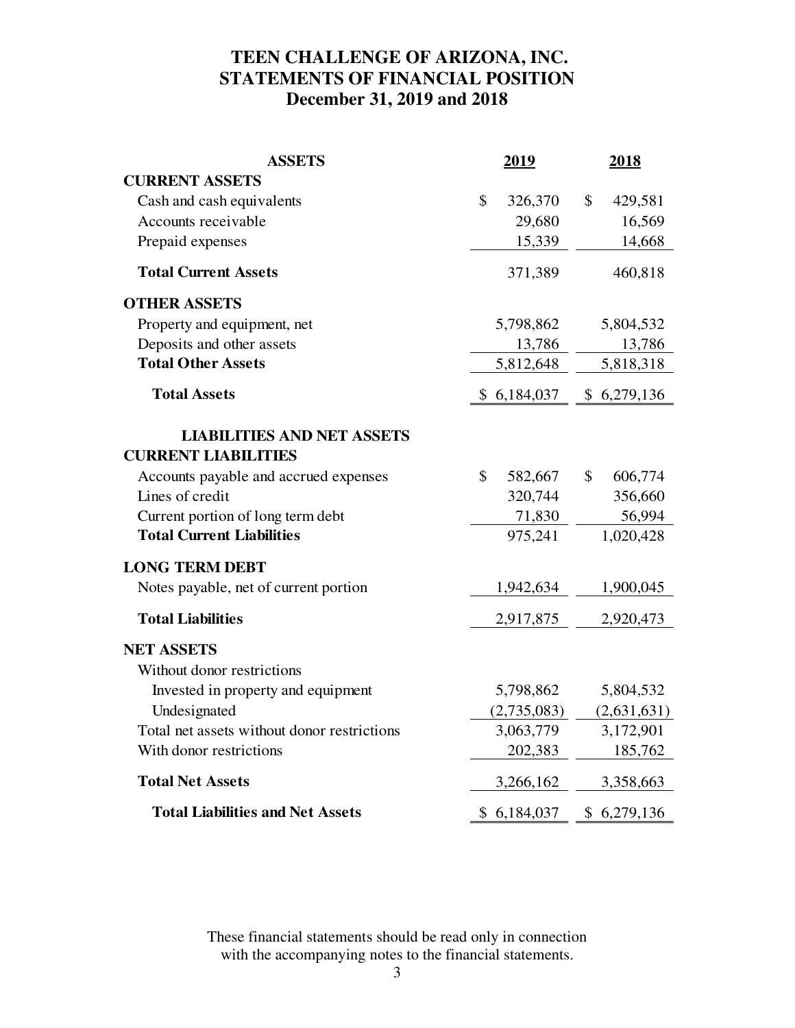# TEEN CHALLENGE OF ARIZONA, INC.
# STATEMENTS OF FINANCIAL POSITION
## December 31, 2019 and 2018

| ASSETS | 2019 | 2018 |
|---|---|---|
| **CURRENT ASSETS** | | |
| Cash and cash equivalents | $ 326,370 | $ 429,581 |
| Accounts receivable | 29,680 | 16,569 |
| Prepaid expenses | 15,339 | 14,668 |
| **Total Current Assets** | 371,389 | 460,818 |
| **OTHER ASSETS** | | |
| Property and equipment, net | 5,798,862 | 5,804,532 |
| Deposits and other assets | 13,786 | 13,786 |
| **Total Other Assets** | 5,812,648 | 5,818,318 |
| **Total Assets** | $ 6,184,037 | $ 6,279,136 |
| **LIABILITIES AND NET ASSETS** | | |
| **CURRENT LIABILITIES** | | |
| Accounts payable and accrued expenses | $ 582,667 | $ 606,774 |
| Lines of credit | 320,744 | 356,660 |
| Current portion of long term debt | 71,830 | 56,994 |
| **Total Current Liabilities** | 975,241 | 1,020,428 |
| **LONG TERM DEBT** | | |
| Notes payable, net of current portion | 1,942,634 | 1,900,045 |
| **Total Liabilities** | 2,917,875 | 2,920,473 |
| **NET ASSETS** | | |
| Without donor restrictions | | |
| Invested in property and equipment | 5,798,862 | 5,804,532 |
| Undesignated | (2,735,083) | (2,631,631) |
| Total net assets without donor restrictions | 3,063,779 | 3,172,901 |
| With donor restrictions | 202,383 | 185,762 |
| **Total Net Assets** | 3,266,162 | 3,358,663 |
| **Total Liabilities and Net Assets** | $ 6,184,037 | $ 6,279,136 |

These financial statements should be read only in connection with the accompanying notes to the financial statements.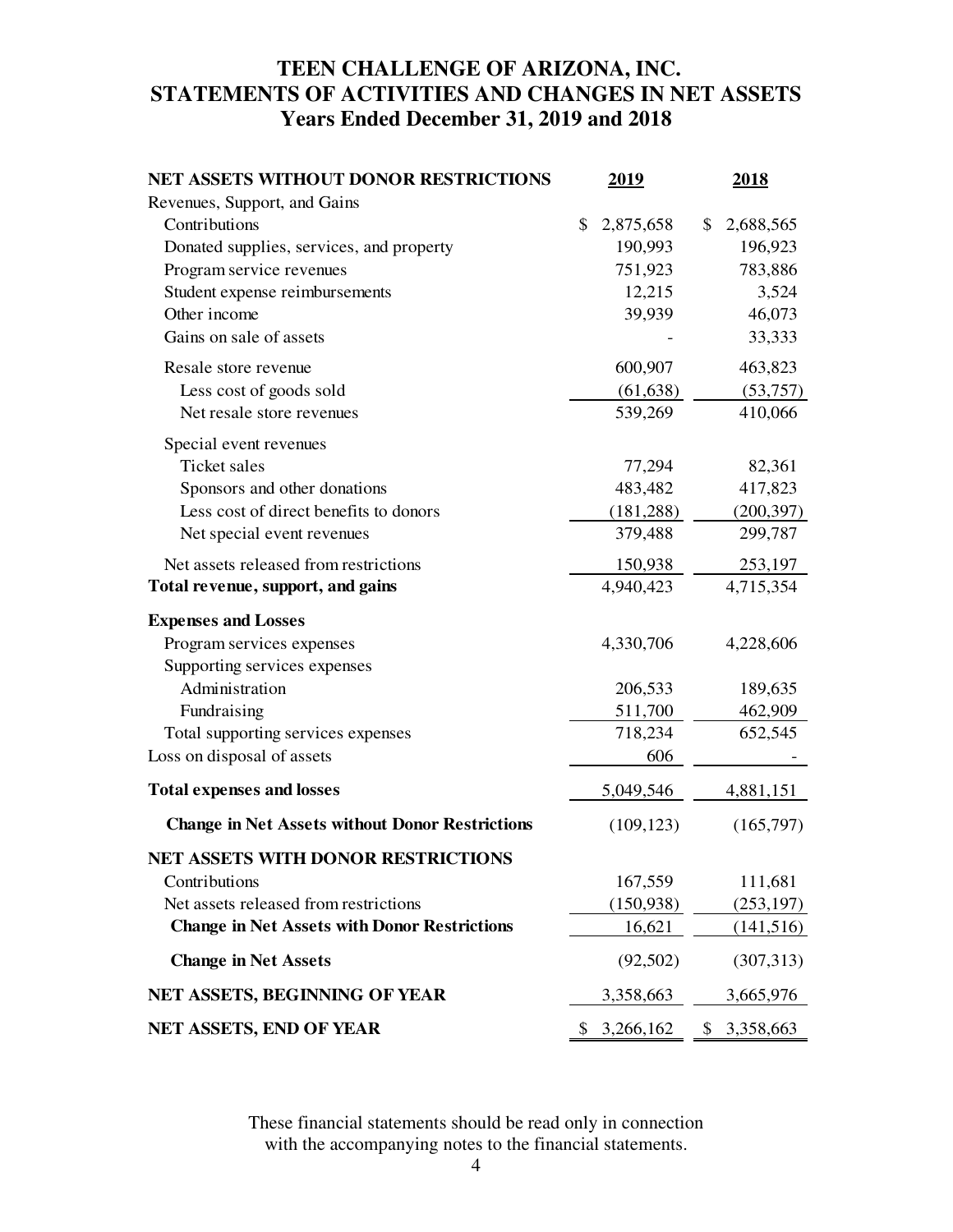# TEEN CHALLENGE OF ARIZONA, INC.
# STATEMENTS OF ACTIVITIES AND CHANGES IN NET ASSETS
## Years Ended December 31, 2019 and 2018

| NET ASSETS WITHOUT DONOR RESTRICTIONS | 2019 | 2018 |
|---|---|---|
| Revenues, Support, and Gains | | |
| Contributions | $ 2,875,658 | $ 2,688,565 |
| Donated supplies, services, and property | 190,993 | 196,923 |
| Program service revenues | 751,923 | 783,886 |
| Student expense reimbursements | 12,215 | 3,524 |
| Other income | 39,939 | 46,073 |
| Gains on sale of assets | - | 33,333 |
| Resale store revenue | 600,907 | 463,823 |
| Less cost of goods sold | (61,638) | (53,757) |
| Net resale store revenues | 539,269 | 410,066 |
| Special event revenues | | |
| Ticket sales | 77,294 | 82,361 |
| Sponsors and other donations | 483,482 | 417,823 |
| Less cost of direct benefits to donors | (181,288) | (200,397) |
| Net special event revenues | 379,488 | 299,787 |
| Net assets released from restrictions | 150,938 | 253,197 |
| **Total revenue, support, and gains** | 4,940,423 | 4,715,354 |
| **Expenses and Losses** | | |
| Program services expenses | 4,330,706 | 4,228,606 |
| Supporting services expenses | | |
| Administration | 206,533 | 189,635 |
| Fundraising | 511,700 | 462,909 |
| Total supporting services expenses | 718,234 | 652,545 |
| Loss on disposal of assets | 606 | - |
| **Total expenses and losses** | 5,049,546 | 4,881,151 |
| **Change in Net Assets without Donor Restrictions** | (109,123) | (165,797) |
| **NET ASSETS WITH DONOR RESTRICTIONS** | | |
| Contributions | 167,559 | 111,681 |
| Net assets released from restrictions | (150,938) | (253,197) |
| **Change in Net Assets with Donor Restrictions** | 16,621 | (141,516) |
| **Change in Net Assets** | (92,502) | (307,313) |
| **NET ASSETS, BEGINNING OF YEAR** | 3,358,663 | 3,665,976 |
| **NET ASSETS, END OF YEAR** | $ 3,266,162 | $ 3,358,663 |

These financial statements should be read only in connection with the accompanying notes to the financial statements.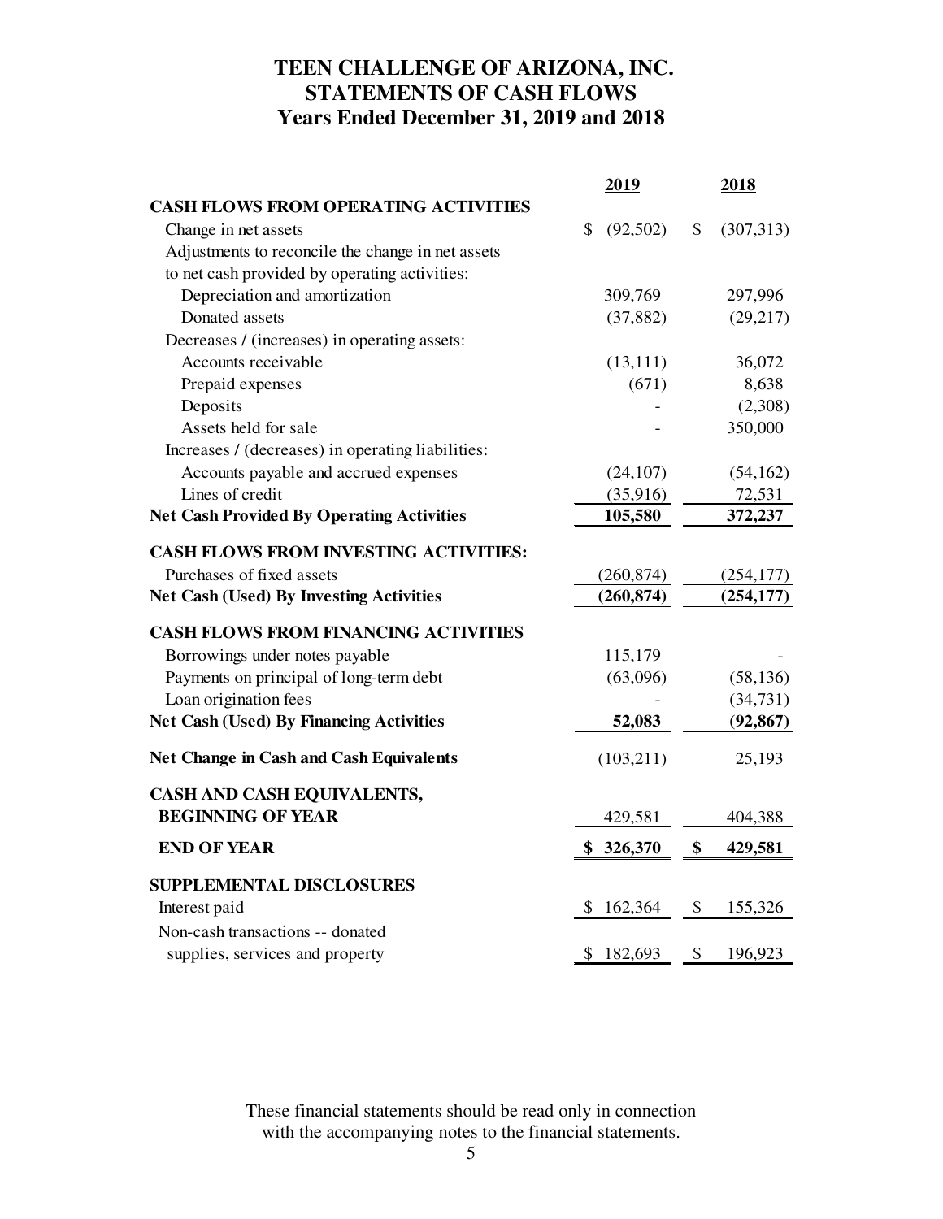# TEEN CHALLENGE OF ARIZONA, INC.
## STATEMENTS OF CASH FLOWS
### Years Ended December 31, 2019 and 2018

| | 2019 | 2018 |
|---|---|---|
| **CASH FLOWS FROM OPERATING ACTIVITIES** | | |
| Change in net assets | $ (92,502) | $ (307,313) |
| Adjustments to reconcile the change in net assets to net cash provided by operating activities: | | |
| Depreciation and amortization | 309,769 | 297,996 |
| Donated assets | (37,882) | (29,217) |
| Decreases / (increases) in operating assets: | | |
| Accounts receivable | (13,111) | 36,072 |
| Prepaid expenses | (671) | 8,638 |
| Deposits | - | (2,308) |
| Assets held for sale | - | 350,000 |
| Increases / (decreases) in operating liabilities: | | |
| Accounts payable and accrued expenses | (24,107) | (54,162) |
| Lines of credit | (35,916) | 72,531 |
| **Net Cash Provided By Operating Activities** | **105,580** | **372,237** |
| **CASH FLOWS FROM INVESTING ACTIVITIES:** | | |
| Purchases of fixed assets | (260,874) | (254,177) |
| **Net Cash (Used) By Investing Activities** | **(260,874)** | **(254,177)** |
| **CASH FLOWS FROM FINANCING ACTIVITIES** | | |
| Borrowings under notes payable | 115,179 | - |
| Payments on principal of long-term debt | (63,096) | (58,136) |
| Loan origination fees | - | (34,731) |
| **Net Cash (Used) By Financing Activities** | **52,083** | **(92,867)** |
| **Net Change in Cash and Cash Equivalents** | (103,211) | 25,193 |
| **CASH AND CASH EQUIVALENTS, BEGINNING OF YEAR** | 429,581 | 404,388 |
| **END OF YEAR** | **$ 326,370** | **$ 429,581** |
| **SUPPLEMENTAL DISCLOSURES** | | |
| Interest paid | $ 162,364 | $ 155,326 |
| Non-cash transactions -- donated supplies, services and property | $ 182,693 | $ 196,923 |

These financial statements should be read only in connection with the accompanying notes to the financial statements.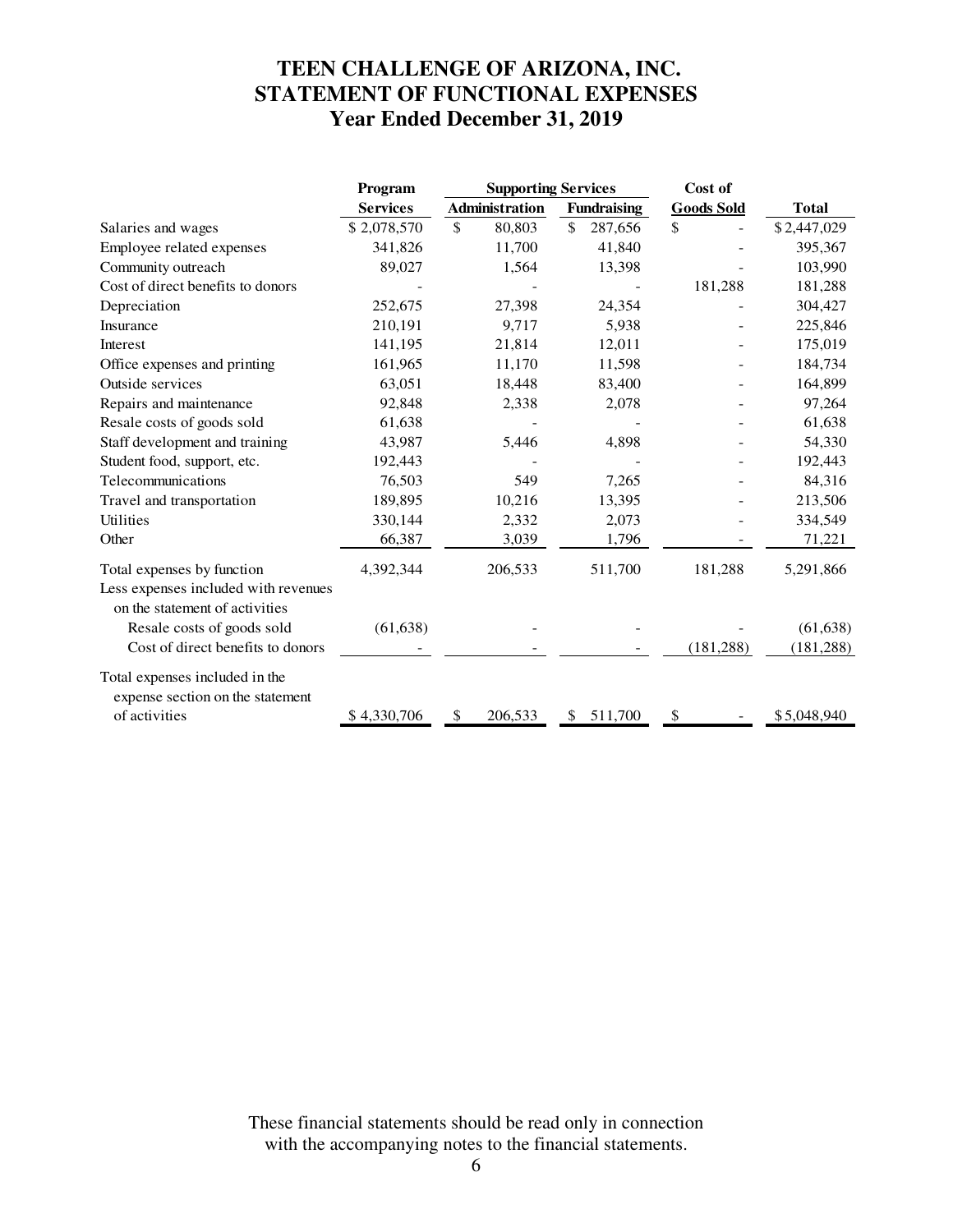# TEEN CHALLENGE OF ARIZONA, INC.
# STATEMENT OF FUNCTIONAL EXPENSES
## Year Ended December 31, 2019

| | Program | Supporting Services | | Cost of | |
|---|---|---|---|---|---|
| | Services | Administration | Fundraising | Goods Sold | Total |
| Salaries and wages | $ 2,078,570 | $ 80,803 | $ 287,656 | $ - | $ 2,447,029 |
| Employee related expenses | 341,826 | 11,700 | 41,840 | - | 395,367 |
| Community outreach | 89,027 | 1,564 | 13,398 | - | 103,990 |
| Cost of direct benefits to donors | - | - | - | 181,288 | 181,288 |
| Depreciation | 252,675 | 27,398 | 24,354 | - | 304,427 |
| Insurance | 210,191 | 9,717 | 5,938 | - | 225,846 |
| Interest | 141,195 | 21,814 | 12,011 | - | 175,019 |
| Office expenses and printing | 161,965 | 11,170 | 11,598 | - | 184,734 |
| Outside services | 63,051 | 18,448 | 83,400 | - | 164,899 |
| Repairs and maintenance | 92,848 | 2,338 | 2,078 | - | 97,264 |
| Resale costs of goods sold | 61,638 | - | - | - | 61,638 |
| Staff development and training | 43,987 | 5,446 | 4,898 | - | 54,330 |
| Student food, support, etc. | 192,443 | - | - | - | 192,443 |
| Telecommunications | 76,503 | 549 | 7,265 | - | 84,316 |
| Travel and transportation | 189,895 | 10,216 | 13,395 | - | 213,506 |
| Utilities | 330,144 | 2,332 | 2,073 | - | 334,549 |
| Other | 66,387 | 3,039 | 1,796 | - | 71,221 |
| Total expenses by function | 4,392,344 | 206,533 | 511,700 | 181,288 | 5,291,866 |
| Less expenses included with revenues on the statement of activities | | | | | |
| Resale costs of goods sold | (61,638) | - | - | - | (61,638) |
| Cost of direct benefits to donors | - | - | - | (181,288) | (181,288) |
| Total expenses included in the expense section on the statement of activities | $ 4,330,706 | $ 206,533 | $ 511,700 | $ - | $ 5,048,940 |

These financial statements should be read only in connection with the accompanying notes to the financial statements.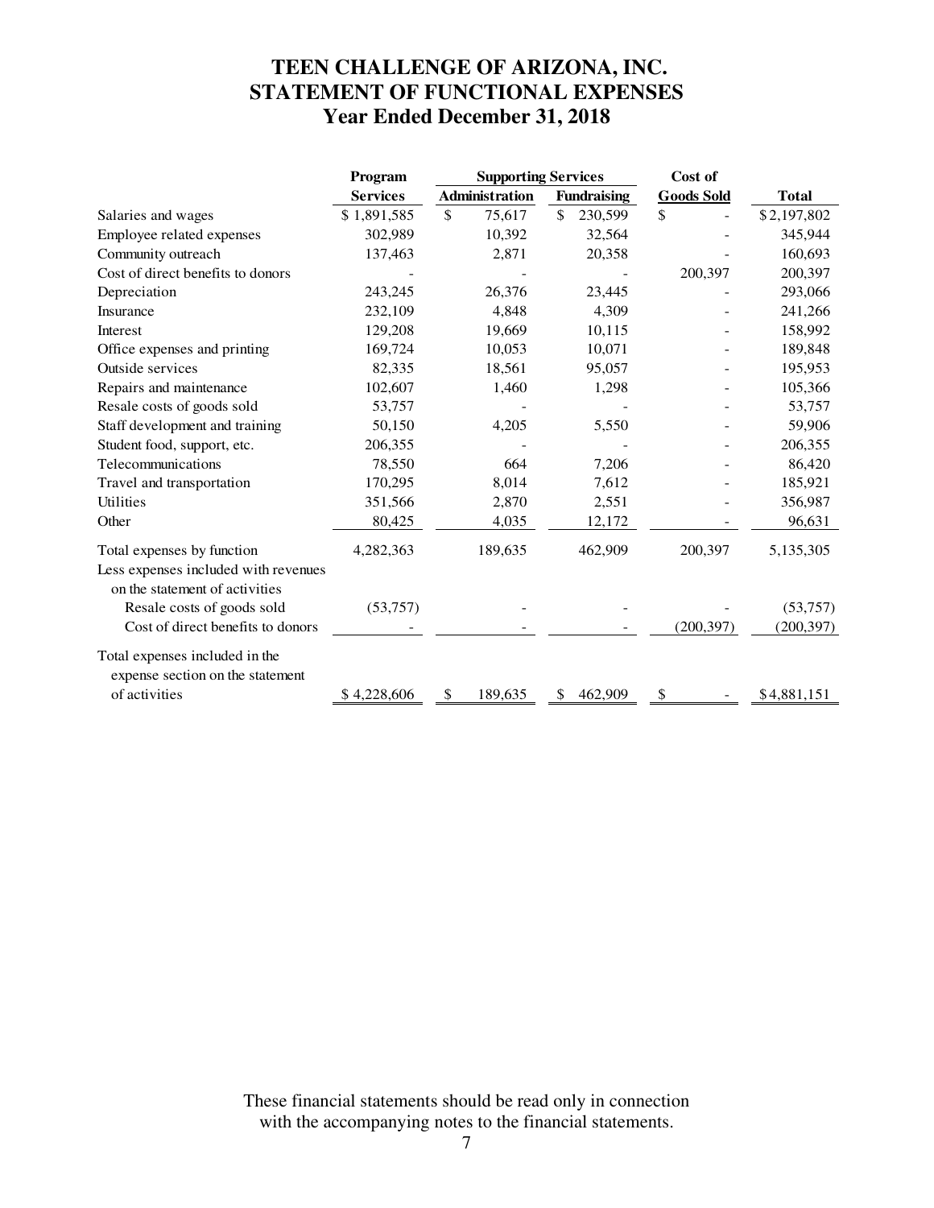# TEEN CHALLENGE OF ARIZONA, INC.
# STATEMENT OF FUNCTIONAL EXPENSES
## Year Ended December 31, 2018

| | Program | Supporting Services | | Cost of | |
|---|---|---|---|---|---|
| | Services | Administration | Fundraising | Goods Sold | Total |
| Salaries and wages | $ 1,891,585 | $ 75,617 | $ 230,599 | $ - | $ 2,197,802 |
| Employee related expenses | 302,989 | 10,392 | 32,564 | - | 345,944 |
| Community outreach | 137,463 | 2,871 | 20,358 | - | 160,693 |
| Cost of direct benefits to donors | - | - | - | 200,397 | 200,397 |
| Depreciation | 243,245 | 26,376 | 23,445 | - | 293,066 |
| Insurance | 232,109 | 4,848 | 4,309 | - | 241,266 |
| Interest | 129,208 | 19,669 | 10,115 | - | 158,992 |
| Office expenses and printing | 169,724 | 10,053 | 10,071 | - | 189,848 |
| Outside services | 82,335 | 18,561 | 95,057 | - | 195,953 |
| Repairs and maintenance | 102,607 | 1,460 | 1,298 | - | 105,366 |
| Resale costs of goods sold | 53,757 | - | - | - | 53,757 |
| Staff development and training | 50,150 | 4,205 | 5,550 | - | 59,906 |
| Student food, support, etc. | 206,355 | - | - | - | 206,355 |
| Telecommunications | 78,550 | 664 | 7,206 | - | 86,420 |
| Travel and transportation | 170,295 | 8,014 | 7,612 | - | 185,921 |
| Utilities | 351,566 | 2,870 | 2,551 | - | 356,987 |
| Other | 80,425 | 4,035 | 12,172 | - | 96,631 |
| Total expenses by function | 4,282,363 | 189,635 | 462,909 | 200,397 | 5,135,305 |
| Less expenses included with revenues on the statement of activities | | | | | |
| Resale costs of goods sold | (53,757) | - | - | - | (53,757) |
| Cost of direct benefits to donors | - | - | - | (200,397) | (200,397) |
| Total expenses included in the expense section on the statement of activities | $ 4,228,606 | $ 189,635 | $ 462,909 | $ - | $ 4,881,151 |

These financial statements should be read only in connection with the accompanying notes to the financial statements.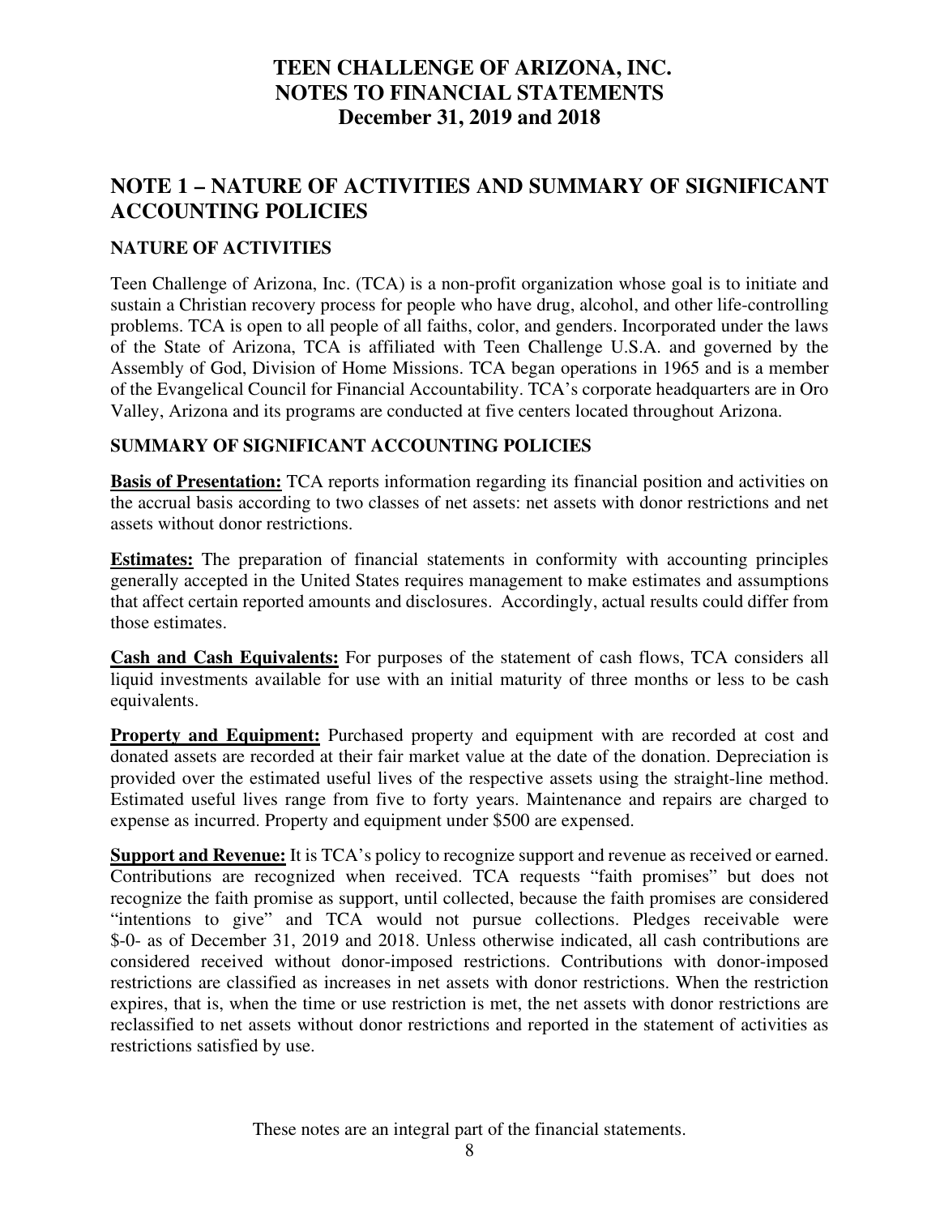# TEEN CHALLENGE OF ARIZONA, INC.
# NOTES TO FINANCIAL STATEMENTS
# December 31, 2019 and 2018

## NOTE 1 – NATURE OF ACTIVITIES AND SUMMARY OF SIGNIFICANT ACCOUNTING POLICIES

### NATURE OF ACTIVITIES

Teen Challenge of Arizona, Inc. (TCA) is a non-profit organization whose goal is to initiate and sustain a Christian recovery process for people who have drug, alcohol, and other life-controlling problems. TCA is open to all people of all faiths, color, and genders. Incorporated under the laws of the State of Arizona, TCA is affiliated with Teen Challenge U.S.A. and governed by the Assembly of God, Division of Home Missions. TCA began operations in 1965 and is a member of the Evangelical Council for Financial Accountability. TCA's corporate headquarters are in Oro Valley, Arizona and its programs are conducted at five centers located throughout Arizona.

### SUMMARY OF SIGNIFICANT ACCOUNTING POLICIES

**Basis of Presentation:** TCA reports information regarding its financial position and activities on the accrual basis according to two classes of net assets: net assets with donor restrictions and net assets without donor restrictions.

**Estimates:** The preparation of financial statements in conformity with accounting principles generally accepted in the United States requires management to make estimates and assumptions that affect certain reported amounts and disclosures. Accordingly, actual results could differ from those estimates.

**Cash and Cash Equivalents:** For purposes of the statement of cash flows, TCA considers all liquid investments available for use with an initial maturity of three months or less to be cash equivalents.

**Property and Equipment:** Purchased property and equipment with are recorded at cost and donated assets are recorded at their fair market value at the date of the donation. Depreciation is provided over the estimated useful lives of the respective assets using the straight-line method. Estimated useful lives range from five to forty years. Maintenance and repairs are charged to expense as incurred. Property and equipment under $500 are expensed.

**Support and Revenue:** It is TCA's policy to recognize support and revenue as received or earned. Contributions are recognized when received. TCA requests "faith promises" but does not recognize the faith promise as support, until collected, because the faith promises are considered "intentions to give" and TCA would not pursue collections. Pledges receivable were $-0- as of December 31, 2019 and 2018. Unless otherwise indicated, all cash contributions are considered received without donor-imposed restrictions. Contributions with donor-imposed restrictions are classified as increases in net assets with donor restrictions. When the restriction expires, that is, when the time or use restriction is met, the net assets with donor restrictions are reclassified to net assets without donor restrictions and reported in the statement of activities as restrictions satisfied by use.

These notes are an integral part of the financial statements.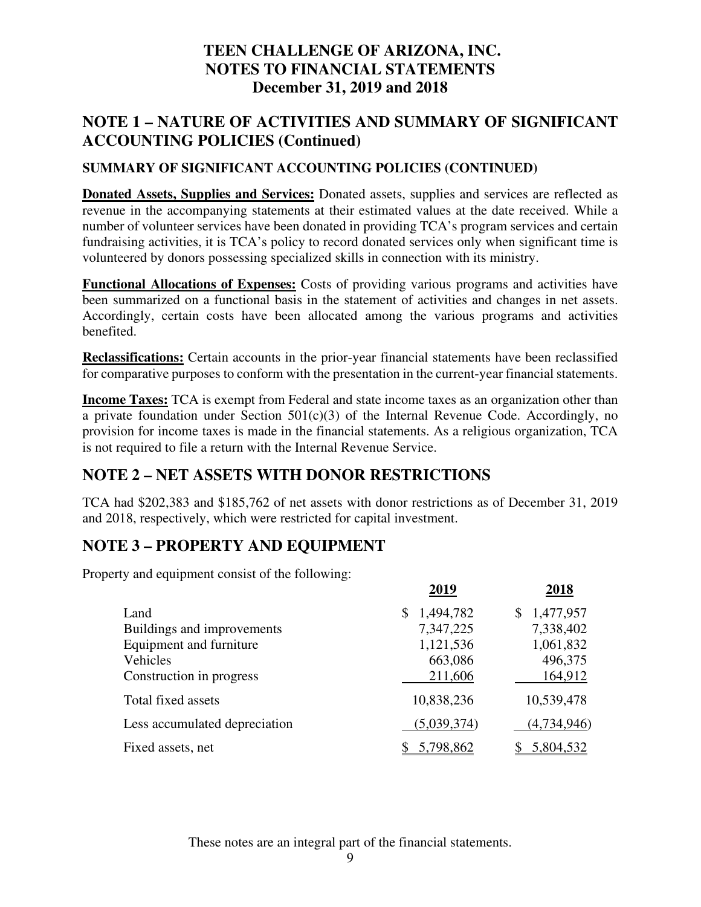# TEEN CHALLENGE OF ARIZONA, INC.
# NOTES TO FINANCIAL STATEMENTS
# December 31, 2019 and 2018

## NOTE 1 – NATURE OF ACTIVITIES AND SUMMARY OF SIGNIFICANT ACCOUNTING POLICIES (Continued)

### SUMMARY OF SIGNIFICANT ACCOUNTING POLICIES (CONTINUED)

**Donated Assets, Supplies and Services:** Donated assets, supplies and services are reflected as revenue in the accompanying statements at their estimated values at the date received. While a number of volunteer services have been donated in providing TCA's program services and certain fundraising activities, it is TCA's policy to record donated services only when significant time is volunteered by donors possessing specialized skills in connection with its ministry.

**Functional Allocations of Expenses:** Costs of providing various programs and activities have been summarized on a functional basis in the statement of activities and changes in net assets. Accordingly, certain costs have been allocated among the various programs and activities benefited.

**Reclassifications:** Certain accounts in the prior-year financial statements have been reclassified for comparative purposes to conform with the presentation in the current-year financial statements.

**Income Taxes:** TCA is exempt from Federal and state income taxes as an organization other than a private foundation under Section 501(c)(3) of the Internal Revenue Code. Accordingly, no provision for income taxes is made in the financial statements. As a religious organization, TCA is not required to file a return with the Internal Revenue Service.

## NOTE 2 – NET ASSETS WITH DONOR RESTRICTIONS

TCA had $202,383 and $185,762 of net assets with donor restrictions as of December 31, 2019 and 2018, respectively, which were restricted for capital investment.

## NOTE 3 – PROPERTY AND EQUIPMENT

Property and equipment consist of the following:

| | 2019 | 2018 |
|---|---|---|
| Land | $ 1,494,782 | $ 1,477,957 |
| Buildings and improvements | 7,347,225 | 7,338,402 |
| Equipment and furniture | 1,121,536 | 1,061,832 |
| Vehicles | 663,086 | 496,375 |
| Construction in progress | 211,606 | 164,912 |
| Total fixed assets | 10,838,236 | 10,539,478 |
| Less accumulated depreciation | (5,039,374) | (4,734,946) |
| Fixed assets, net | $ 5,798,862 | $ 5,804,532 |

These notes are an integral part of the financial statements.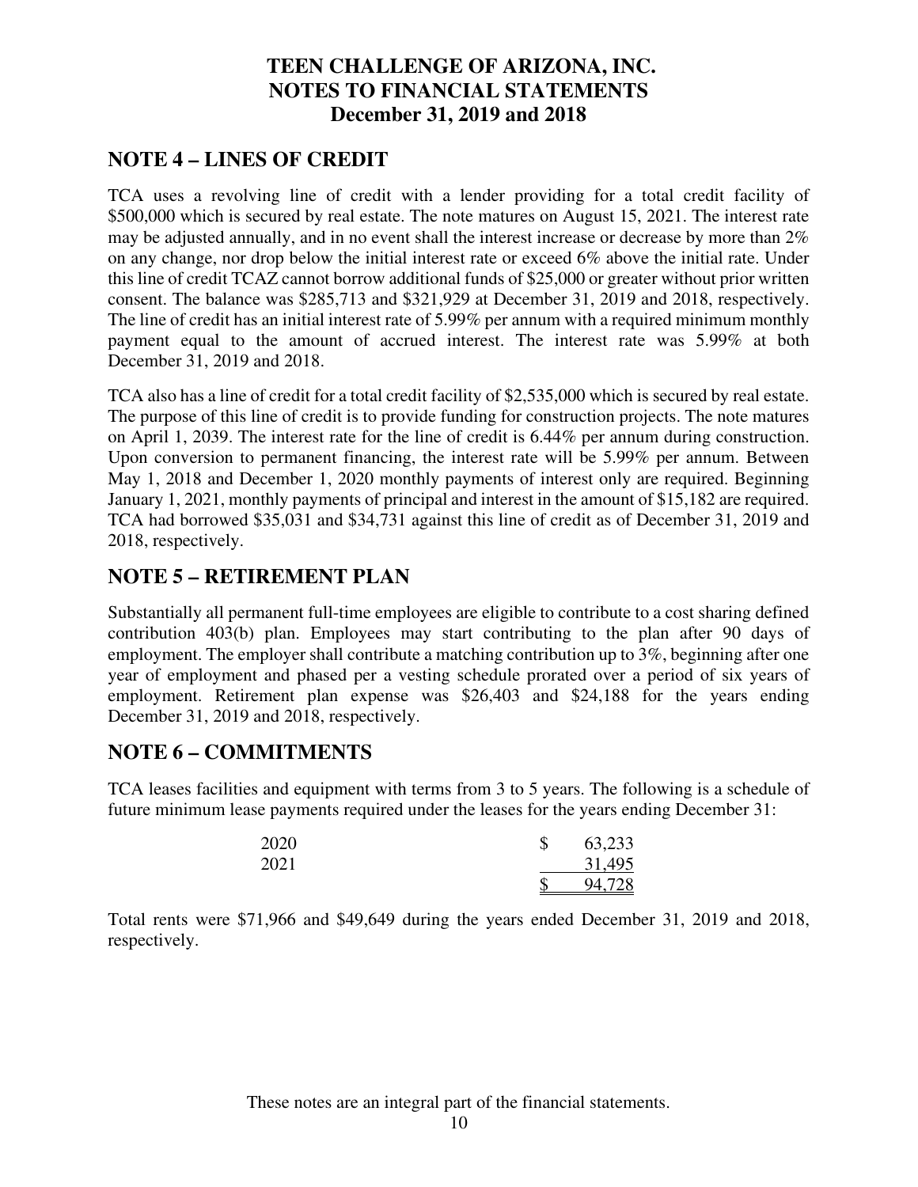# TEEN CHALLENGE OF ARIZONA, INC.
# NOTES TO FINANCIAL STATEMENTS
# December 31, 2019 and 2018

## NOTE 4 – LINES OF CREDIT

TCA uses a revolving line of credit with a lender providing for a total credit facility of \$500,000 which is secured by real estate. The note matures on August 15, 2021. The interest rate may be adjusted annually, and in no event shall the interest increase or decrease by more than 2% on any change, nor drop below the initial interest rate or exceed 6% above the initial rate. Under this line of credit TCAZ cannot borrow additional funds of \$25,000 or greater without prior written consent. The balance was \$285,713 and \$321,929 at December 31, 2019 and 2018, respectively. The line of credit has an initial interest rate of 5.99% per annum with a required minimum monthly payment equal to the amount of accrued interest. The interest rate was 5.99% at both December 31, 2019 and 2018.

TCA also has a line of credit for a total credit facility of \$2,535,000 which is secured by real estate. The purpose of this line of credit is to provide funding for construction projects. The note matures on April 1, 2039. The interest rate for the line of credit is 6.44% per annum during construction. Upon conversion to permanent financing, the interest rate will be 5.99% per annum. Between May 1, 2018 and December 1, 2020 monthly payments of interest only are required. Beginning January 1, 2021, monthly payments of principal and interest in the amount of \$15,182 are required. TCA had borrowed \$35,031 and \$34,731 against this line of credit as of December 31, 2019 and 2018, respectively.

## NOTE 5 – RETIREMENT PLAN

Substantially all permanent full-time employees are eligible to contribute to a cost sharing defined contribution 403(b) plan. Employees may start contributing to the plan after 90 days of employment. The employer shall contribute a matching contribution up to 3%, beginning after one year of employment and phased per a vesting schedule prorated over a period of six years of employment. Retirement plan expense was \$26,403 and \$24,188 for the years ending December 31, 2019 and 2018, respectively.

## NOTE 6 – COMMITMENTS

TCA leases facilities and equipment with terms from 3 to 5 years. The following is a schedule of future minimum lease payments required under the leases for the years ending December 31:

| | |
|---|---|
| 2020 | \$ 63,233 |
| 2021 | 31,495 |
| | \$ 94,728 |

Total rents were \$71,966 and \$49,649 during the years ended December 31, 2019 and 2018, respectively.

These notes are an integral part of the financial statements.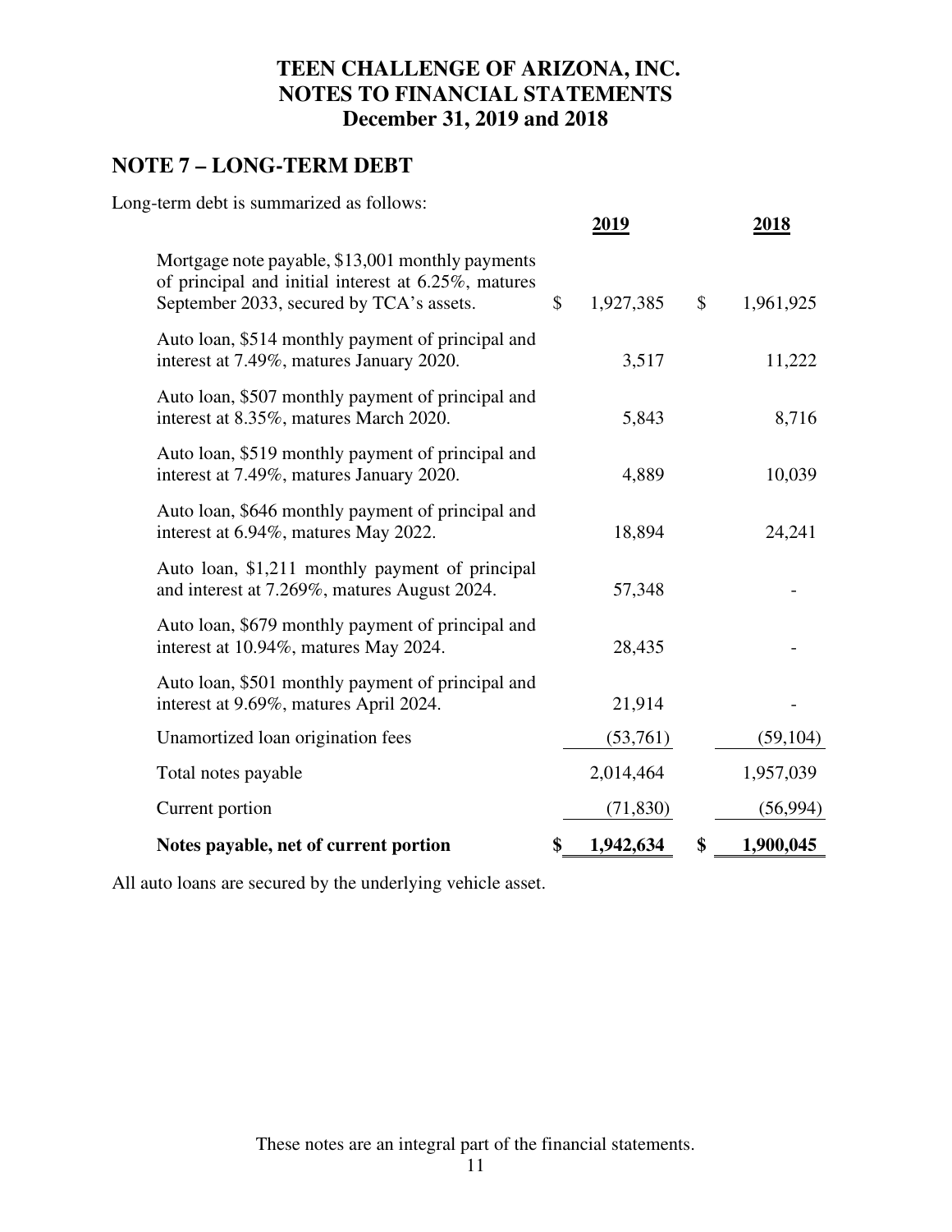# TEEN CHALLENGE OF ARIZONA, INC.
# NOTES TO FINANCIAL STATEMENTS
# December 31, 2019 and 2018

## NOTE 7 – LONG-TERM DEBT

Long-term debt is summarized as follows:

| | 2019 | 2018 |
|---|---|---|
| Mortgage note payable, \$13,001 monthly payments of principal and initial interest at 6.25%, matures September 2033, secured by TCA's assets. | \$ 1,927,385 | \$ 1,961,925 |
| Auto loan, \$514 monthly payment of principal and interest at 7.49%, matures January 2020. | 3,517 | 11,222 |
| Auto loan, \$507 monthly payment of principal and interest at 8.35%, matures March 2020. | 5,843 | 8,716 |
| Auto loan, \$519 monthly payment of principal and interest at 7.49%, matures January 2020. | 4,889 | 10,039 |
| Auto loan, \$646 monthly payment of principal and interest at 6.94%, matures May 2022. | 18,894 | 24,241 |
| Auto loan, \$1,211 monthly payment of principal and interest at 7.269%, matures August 2024. | 57,348 | - |
| Auto loan, \$679 monthly payment of principal and interest at 10.94%, matures May 2024. | 28,435 | - |
| Auto loan, \$501 monthly payment of principal and interest at 9.69%, matures April 2024. | 21,914 | - |
| Unamortized loan origination fees | (53,761) | (59,104) |
| Total notes payable | 2,014,464 | 1,957,039 |
| Current portion | (71,830) | (56,994) |
| **Notes payable, net of current portion** | **\$ 1,942,634** | **\$ 1,900,045** |

All auto loans are secured by the underlying vehicle asset.

These notes are an integral part of the financial statements.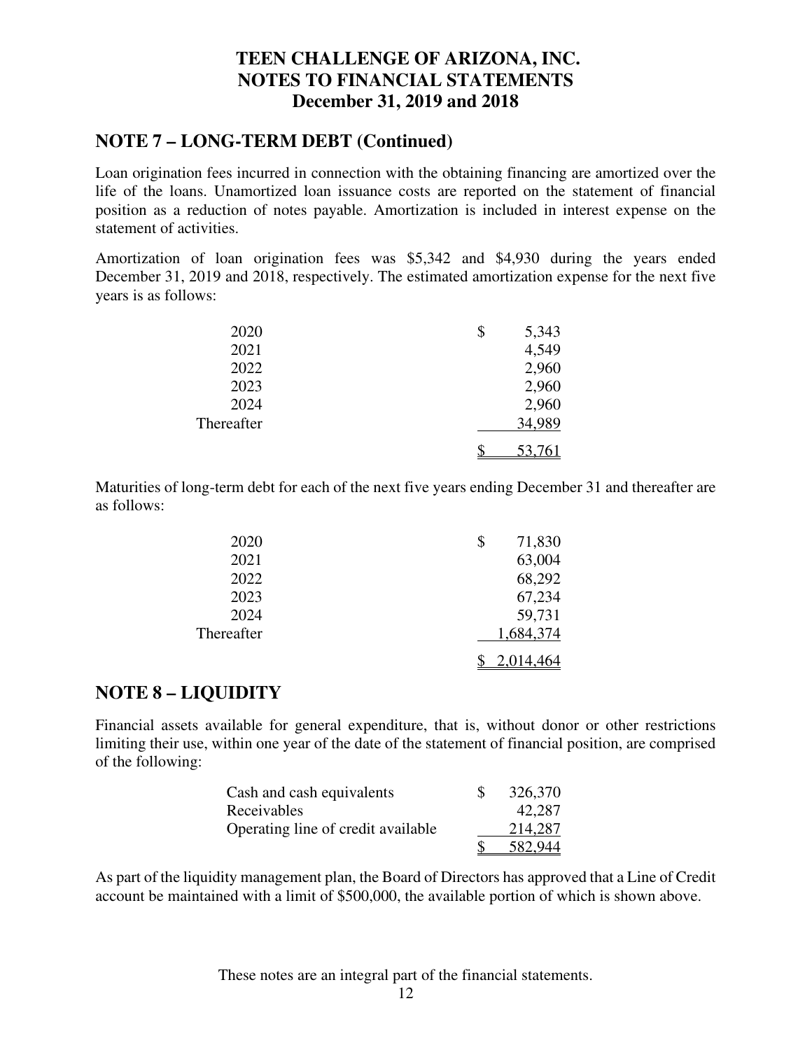# TEEN CHALLENGE OF ARIZONA, INC.
# NOTES TO FINANCIAL STATEMENTS
# December 31, 2019 and 2018

## NOTE 7 – LONG-TERM DEBT (Continued)

Loan origination fees incurred in connection with the obtaining financing are amortized over the life of the loans. Unamortized loan issuance costs are reported on the statement of financial position as a reduction of notes payable. Amortization is included in interest expense on the statement of activities.

Amortization of loan origination fees was $5,342 and $4,930 during the years ended December 31, 2019 and 2018, respectively. The estimated amortization expense for the next five years is as follows:

| | |
|---|---|
| 2020 | $ 5,343 |
| 2021 | 4,549 |
| 2022 | 2,960 |
| 2023 | 2,960 |
| 2024 | 2,960 |
| Thereafter | 34,989 |
| | $ 53,761 |

Maturities of long-term debt for each of the next five years ending December 31 and thereafter are as follows:

| | |
|---|---|
| 2020 | $ 71,830 |
| 2021 | 63,004 |
| 2022 | 68,292 |
| 2023 | 67,234 |
| 2024 | 59,731 |
| Thereafter | 1,684,374 |
| | $ 2,014,464 |

## NOTE 8 – LIQUIDITY

Financial assets available for general expenditure, that is, without donor or other restrictions limiting their use, within one year of the date of the statement of financial position, are comprised of the following:

| | |
|---|---|
| Cash and cash equivalents | $ 326,370 |
| Receivables | 42,287 |
| Operating line of credit available | 214,287 |
| | $ 582,944 |

As part of the liquidity management plan, the Board of Directors has approved that a Line of Credit account be maintained with a limit of $500,000, the available portion of which is shown above.

These notes are an integral part of the financial statements.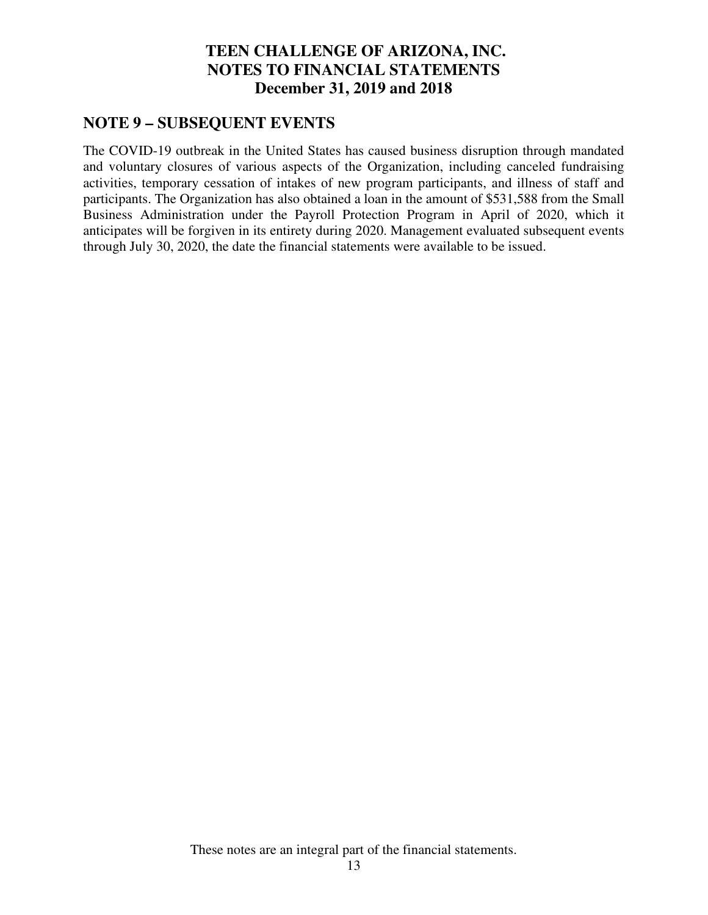# TEEN CHALLENGE OF ARIZONA, INC.
# NOTES TO FINANCIAL STATEMENTS
# December 31, 2019 and 2018

## NOTE 9 – SUBSEQUENT EVENTS

The COVID-19 outbreak in the United States has caused business disruption through mandated and voluntary closures of various aspects of the Organization, including canceled fundraising activities, temporary cessation of intakes of new program participants, and illness of staff and participants. The Organization has also obtained a loan in the amount of $531,588 from the Small Business Administration under the Payroll Protection Program in April of 2020, which it anticipates will be forgiven in its entirety during 2020. Management evaluated subsequent events through July 30, 2020, the date the financial statements were available to be issued.

These notes are an integral part of the financial statements.